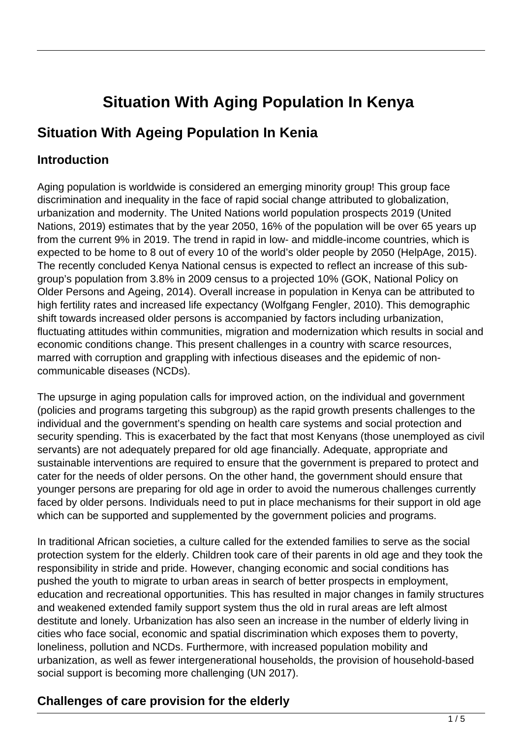# Situation With Aging Population In Kenya

## Situation With Ageing Population In Kenia

### Introduction

Aging population is worldwide is considered an emerging minority group! This group face discrimination and inequality in the face of rapid social change attributed to globalization, urbanization and modernity. The United Nations world population prospects 2019 (United Nations, 2019) estimates that by the year 2050, 16% of the population will be over 65 years up from the current 9% in 2019. The trend in rapid in low- and middle-income countries, which is expected to be home to 8 out of every 10 of the world's older people by 2050 (HelpAge, 2015). The recently concluded Kenya National census is expected to reflect an increase of this sub-group's population from 3.8% in 2009 census to a projected 10% (GOK, National Policy on Older Persons and Ageing, 2014). Overall increase in population in Kenya can be attributed to high fertility rates and increased life expectancy (Wolfgang Fengler, 2010). This demographic shift towards increased older persons is accompanied by factors including urbanization, fluctuating attitudes within communities, migration and modernization which results in social and economic conditions change. This present challenges in a country with scarce resources, marred with corruption and grappling with infectious diseases and the epidemic of non-communicable diseases (NCDs).

The upsurge in aging population calls for improved action, on the individual and government (policies and programs targeting this subgroup) as the rapid growth presents challenges to the individual and the government's spending on health care systems and social protection and security spending. This is exacerbated by the fact that most Kenyans (those unemployed as civil servants) are not adequately prepared for old age financially. Adequate, appropriate and sustainable interventions are required to ensure that the government is prepared to protect and cater for the needs of older persons. On the other hand, the government should ensure that younger persons are preparing for old age in order to avoid the numerous challenges currently faced by older persons. Individuals need to put in place mechanisms for their support in old age which can be supported and supplemented by the government policies and programs.

In traditional African societies, a culture called for the extended families to serve as the social protection system for the elderly. Children took care of their parents in old age and they took the responsibility in stride and pride. However, changing economic and social conditions has pushed the youth to migrate to urban areas in search of better prospects in employment, education and recreational opportunities. This has resulted in major changes in family structures and weakened extended family support system thus the old in rural areas are left almost destitute and lonely. Urbanization has also seen an increase in the number of elderly living in cities who face social, economic and spatial discrimination which exposes them to poverty, loneliness, pollution and NCDs. Furthermore, with increased population mobility and urbanization, as well as fewer intergenerational households, the provision of household-based social support is becoming more challenging (UN 2017).

### Challenges of care provision for the elderly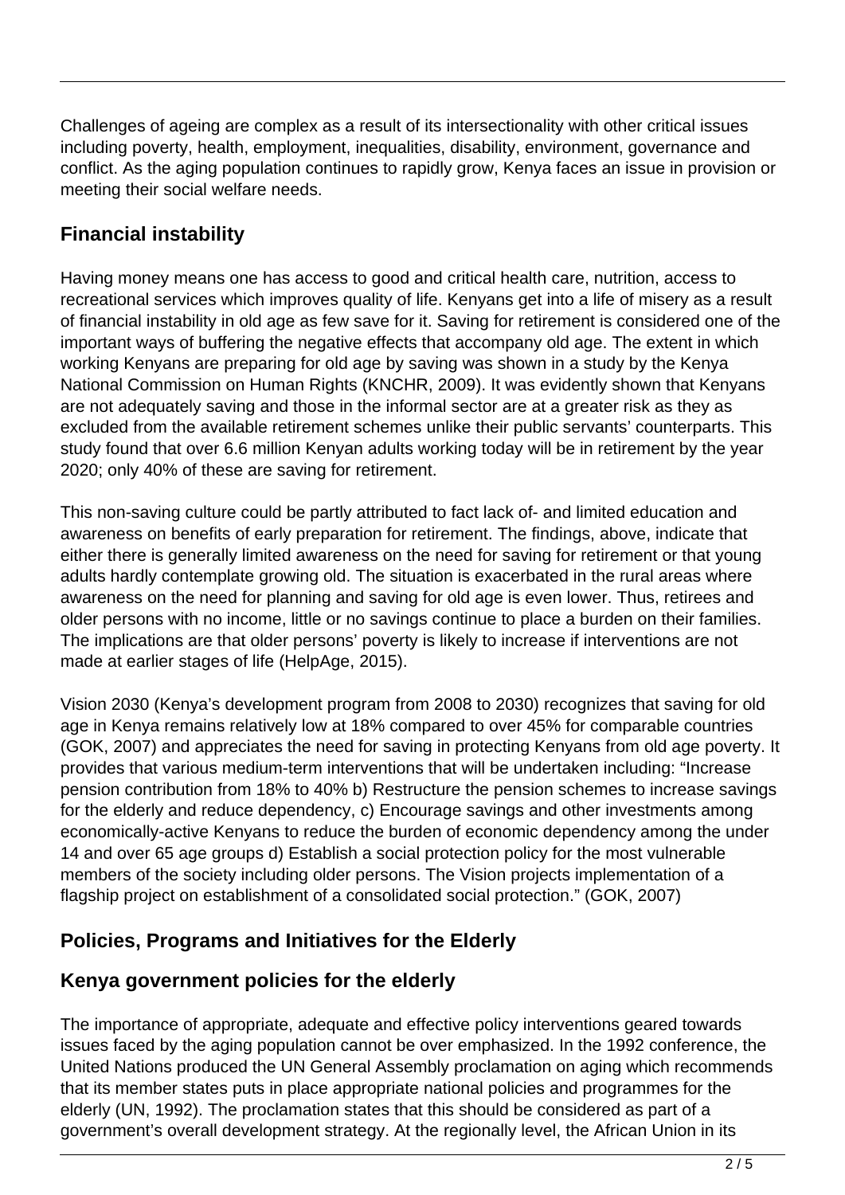Challenges of ageing are complex as a result of its intersectionality with other critical issues including poverty, health, employment, inequalities, disability, environment, governance and conflict. As the aging population continues to rapidly grow, Kenya faces an issue in provision or meeting their social welfare needs.

## Financial instability

Having money means one has access to good and critical health care, nutrition, access to recreational services which improves quality of life. Kenyans get into a life of misery as a result of financial instability in old age as few save for it. Saving for retirement is considered one of the important ways of buffering the negative effects that accompany old age. The extent in which working Kenyans are preparing for old age by saving was shown in a study by the Kenya National Commission on Human Rights (KNCHR, 2009). It was evidently shown that Kenyans are not adequately saving and those in the informal sector are at a greater risk as they as excluded from the available retirement schemes unlike their public servants' counterparts. This study found that over 6.6 million Kenyan adults working today will be in retirement by the year 2020; only 40% of these are saving for retirement.

This non-saving culture could be partly attributed to fact lack of- and limited education and awareness on benefits of early preparation for retirement. The findings, above, indicate that either there is generally limited awareness on the need for saving for retirement or that young adults hardly contemplate growing old. The situation is exacerbated in the rural areas where awareness on the need for planning and saving for old age is even lower. Thus, retirees and older persons with no income, little or no savings continue to place a burden on their families. The implications are that older persons' poverty is likely to increase if interventions are not made at earlier stages of life (HelpAge, 2015).

Vision 2030 (Kenya's development program from 2008 to 2030) recognizes that saving for old age in Kenya remains relatively low at 18% compared to over 45% for comparable countries (GOK, 2007) and appreciates the need for saving in protecting Kenyans from old age poverty. It provides that various medium-term interventions that will be undertaken including: "Increase pension contribution from 18% to 40% b) Restructure the pension schemes to increase savings for the elderly and reduce dependency, c) Encourage savings and other investments among economically-active Kenyans to reduce the burden of economic dependency among the under 14 and over 65 age groups d) Establish a social protection policy for the most vulnerable members of the society including older persons. The Vision projects implementation of a flagship project on establishment of a consolidated social protection." (GOK, 2007)

## Policies, Programs and Initiatives for the Elderly

## Kenya government policies for the elderly

The importance of appropriate, adequate and effective policy interventions geared towards issues faced by the aging population cannot be over emphasized. In the 1992 conference, the United Nations produced the UN General Assembly proclamation on aging which recommends that its member states puts in place appropriate national policies and programmes for the elderly (UN, 1992). The proclamation states that this should be considered as part of a government's overall development strategy. At the regionally level, the African Union in its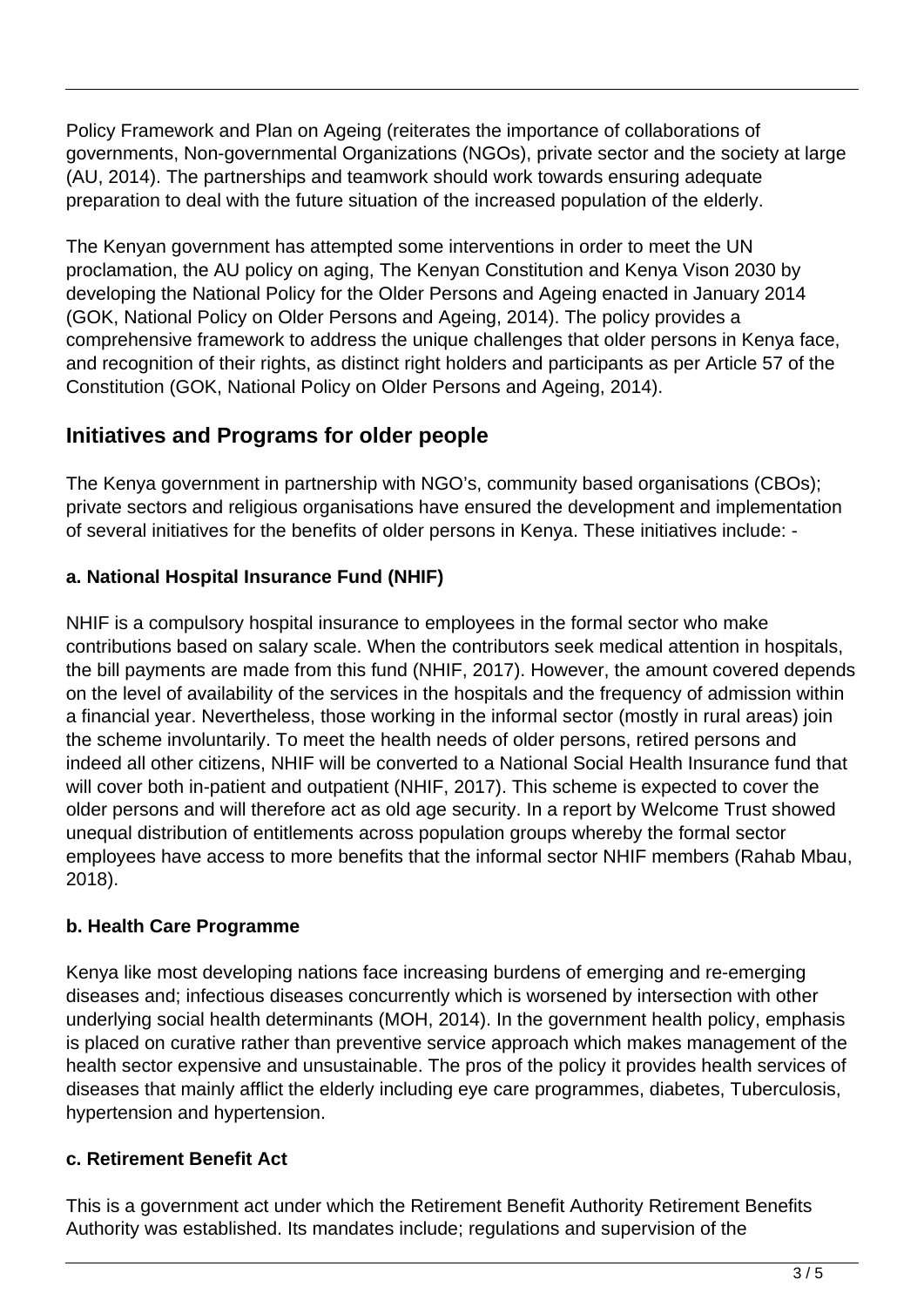Policy Framework and Plan on Ageing (reiterates the importance of collaborations of governments, Non-governmental Organizations (NGOs), private sector and the society at large (AU, 2014). The partnerships and teamwork should work towards ensuring adequate preparation to deal with the future situation of the increased population of the elderly.

The Kenyan government has attempted some interventions in order to meet the UN proclamation, the AU policy on aging, The Kenyan Constitution and Kenya Vison 2030 by developing the National Policy for the Older Persons and Ageing enacted in January 2014 (GOK, National Policy on Older Persons and Ageing, 2014). The policy provides a comprehensive framework to address the unique challenges that older persons in Kenya face, and recognition of their rights, as distinct right holders and participants as per Article 57 of the Constitution (GOK, National Policy on Older Persons and Ageing, 2014).

## Initiatives and Programs for older people

The Kenya government in partnership with NGO's, community based organisations (CBOs); private sectors and religious organisations have ensured the development and implementation of several initiatives for the benefits of older persons in Kenya. These initiatives include: -

**a. National Hospital Insurance Fund (NHIF)**

NHIF is a compulsory hospital insurance to employees in the formal sector who make contributions based on salary scale. When the contributors seek medical attention in hospitals, the bill payments are made from this fund (NHIF, 2017). However, the amount covered depends on the level of availability of the services in the hospitals and the frequency of admission within a financial year. Nevertheless, those working in the informal sector (mostly in rural areas) join the scheme involuntarily. To meet the health needs of older persons, retired persons and indeed all other citizens, NHIF will be converted to a National Social Health Insurance fund that will cover both in-patient and outpatient (NHIF, 2017). This scheme is expected to cover the older persons and will therefore act as old age security. In a report by Welcome Trust showed unequal distribution of entitlements across population groups whereby the formal sector employees have access to more benefits that the informal sector NHIF members (Rahab Mbau, 2018).

**b. Health Care Programme**

Kenya like most developing nations face increasing burdens of emerging and re-emerging diseases and; infectious diseases concurrently which is worsened by intersection with other underlying social health determinants (MOH, 2014). In the government health policy, emphasis is placed on curative rather than preventive service approach which makes management of the health sector expensive and unsustainable. The pros of the policy it provides health services of diseases that mainly afflict the elderly including eye care programmes, diabetes, Tuberculosis, hypertension and hypertension.

**c. Retirement Benefit Act**

This is a government act under which the Retirement Benefit Authority Retirement Benefits Authority was established. Its mandates include; regulations and supervision of the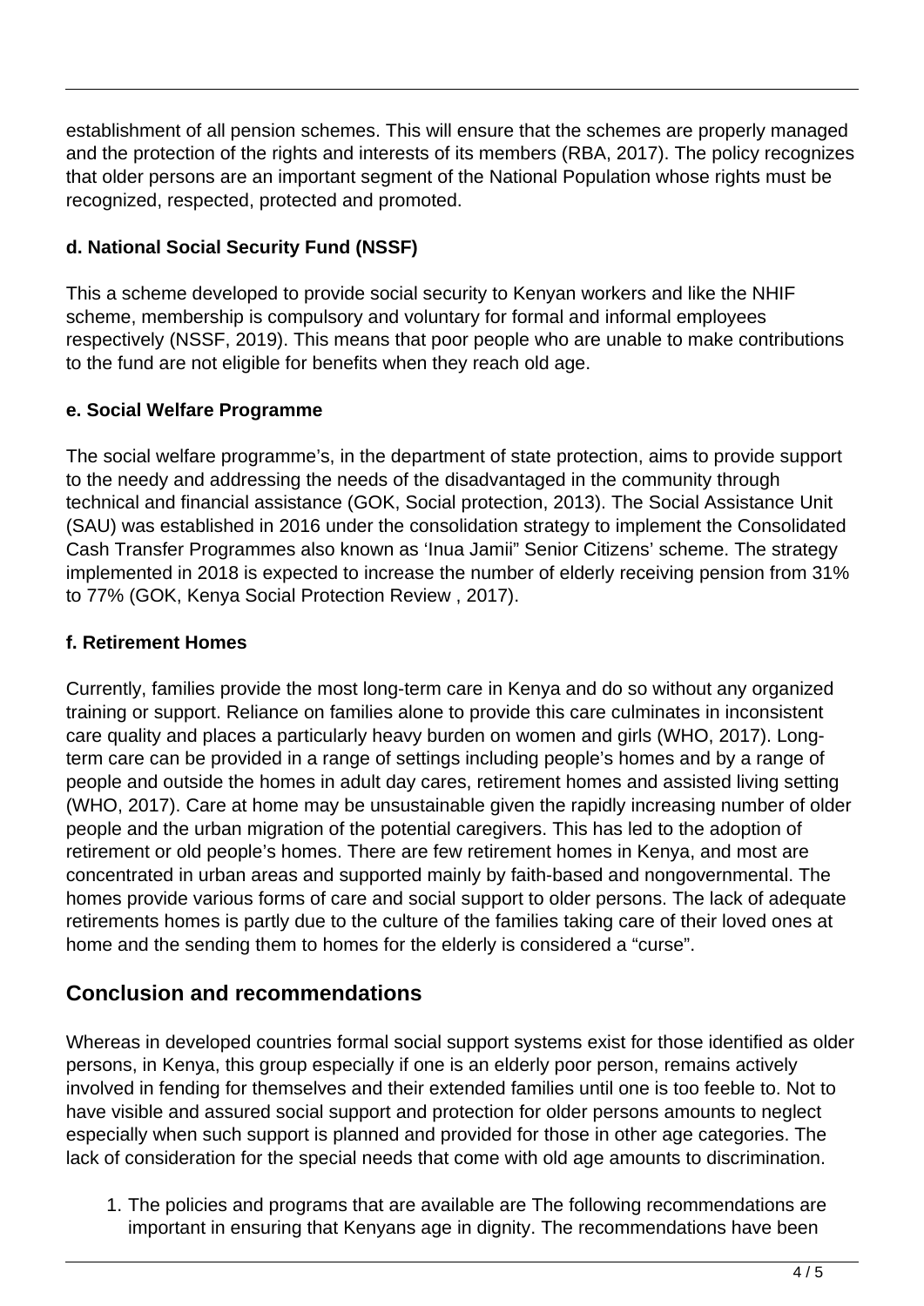establishment of all pension schemes. This will ensure that the schemes are properly managed and the protection of the rights and interests of its members (RBA, 2017). The policy recognizes that older persons are an important segment of the National Population whose rights must be recognized, respected, protected and promoted.

#### d. National Social Security Fund (NSSF)

This a scheme developed to provide social security to Kenyan workers and like the NHIF scheme, membership is compulsory and voluntary for formal and informal employees respectively (NSSF, 2019). This means that poor people who are unable to make contributions to the fund are not eligible for benefits when they reach old age.

#### e. Social Welfare Programme

The social welfare programme's, in the department of state protection, aims to provide support to the needy and addressing the needs of the disadvantaged in the community through technical and financial assistance (GOK, Social protection, 2013). The Social Assistance Unit (SAU) was established in 2016 under the consolidation strategy to implement the Consolidated Cash Transfer Programmes also known as 'Inua Jamii" Senior Citizens' scheme. The strategy implemented in 2018 is expected to increase the number of elderly receiving pension from 31% to 77% (GOK, Kenya Social Protection Review , 2017).

#### f. Retirement Homes

Currently, families provide the most long-term care in Kenya and do so without any organized training or support. Reliance on families alone to provide this care culminates in inconsistent care quality and places a particularly heavy burden on women and girls (WHO, 2017). Long-term care can be provided in a range of settings including people's homes and by a range of people and outside the homes in adult day cares, retirement homes and assisted living setting (WHO, 2017). Care at home may be unsustainable given the rapidly increasing number of older people and the urban migration of the potential caregivers. This has led to the adoption of retirement or old people's homes. There are few retirement homes in Kenya, and most are concentrated in urban areas and supported mainly by faith-based and nongovernmental. The homes provide various forms of care and social support to older persons. The lack of adequate retirements homes is partly due to the culture of the families taking care of their loved ones at home and the sending them to homes for the elderly is considered a "curse".

## Conclusion and recommendations

Whereas in developed countries formal social support systems exist for those identified as older persons, in Kenya, this group especially if one is an elderly poor person, remains actively involved in fending for themselves and their extended families until one is too feeble to. Not to have visible and assured social support and protection for older persons amounts to neglect especially when such support is planned and provided for those in other age categories. The lack of consideration for the special needs that come with old age amounts to discrimination.

1. The policies and programs that are available are The following recommendations are important in ensuring that Kenyans age in dignity. The recommendations have been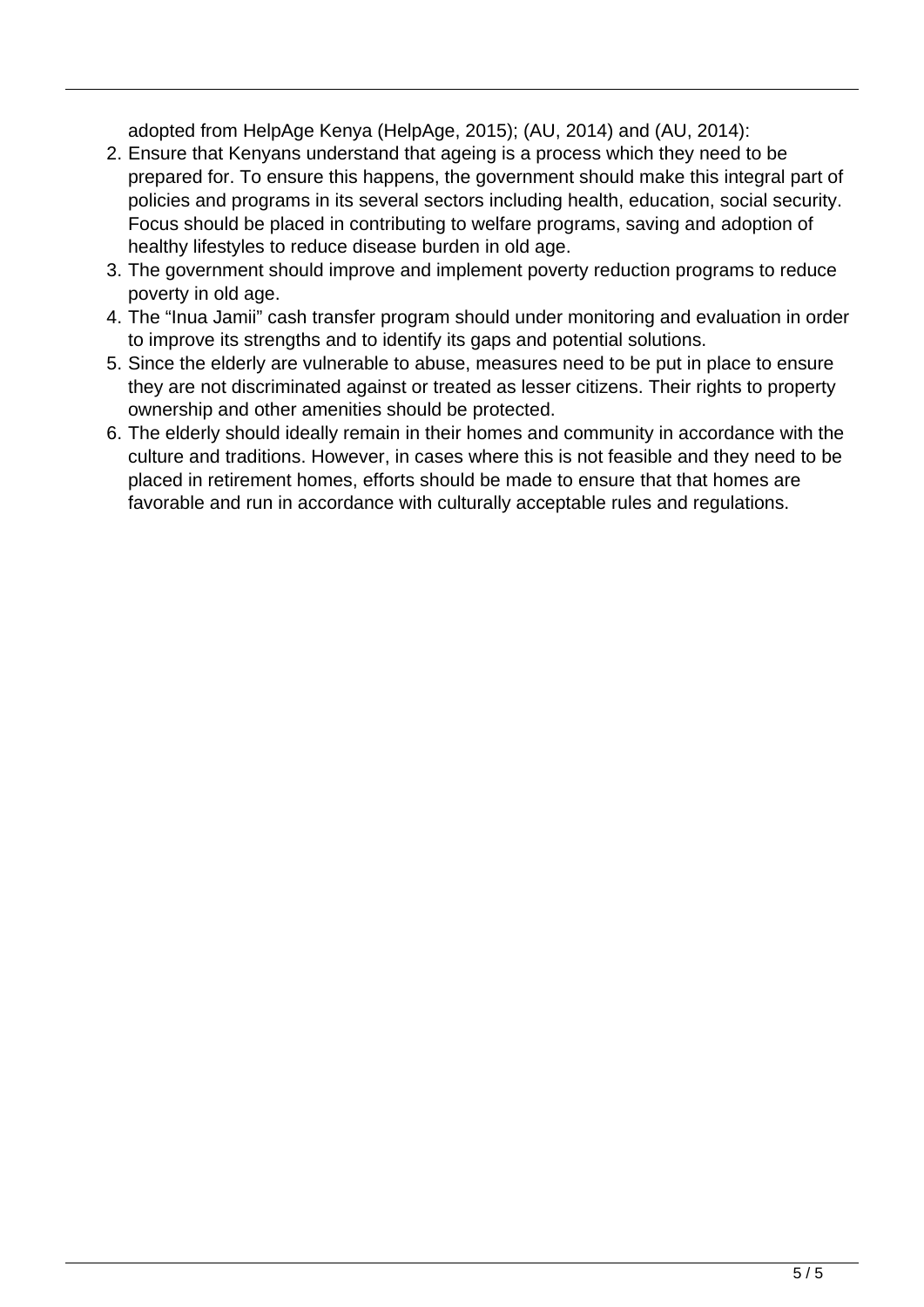adopted from HelpAge Kenya (HelpAge, 2015); (AU, 2014) and (AU, 2014):

2. Ensure that Kenyans understand that ageing is a process which they need to be prepared for. To ensure this happens, the government should make this integral part of policies and programs in its several sectors including health, education, social security. Focus should be placed in contributing to welfare programs, saving and adoption of healthy lifestyles to reduce disease burden in old age.
3. The government should improve and implement poverty reduction programs to reduce poverty in old age.
4. The "Inua Jamii" cash transfer program should under monitoring and evaluation in order to improve its strengths and to identify its gaps and potential solutions.
5. Since the elderly are vulnerable to abuse, measures need to be put in place to ensure they are not discriminated against or treated as lesser citizens. Their rights to property ownership and other amenities should be protected.
6. The elderly should ideally remain in their homes and community in accordance with the culture and traditions. However, in cases where this is not feasible and they need to be placed in retirement homes, efforts should be made to ensure that that homes are favorable and run in accordance with culturally acceptable rules and regulations.